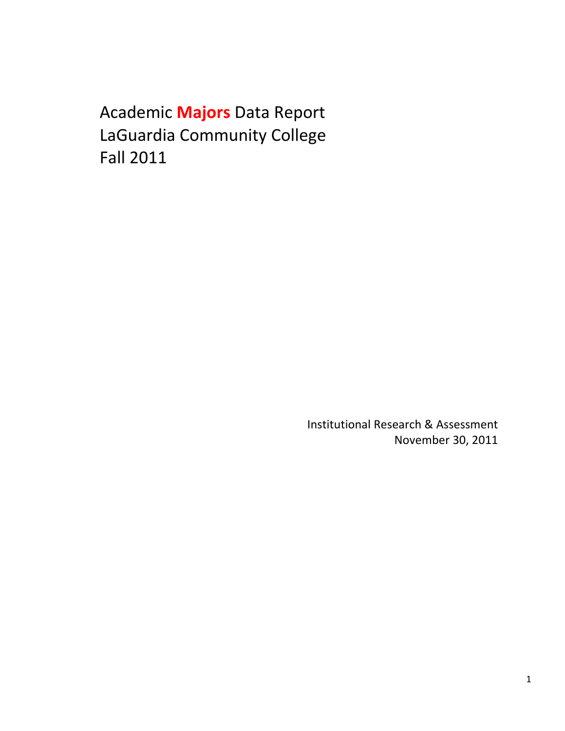# Academic **Majors** Data Report
# LaGuardia Community College
# Fall 2011

Institutional Research & Assessment
November 30, 2011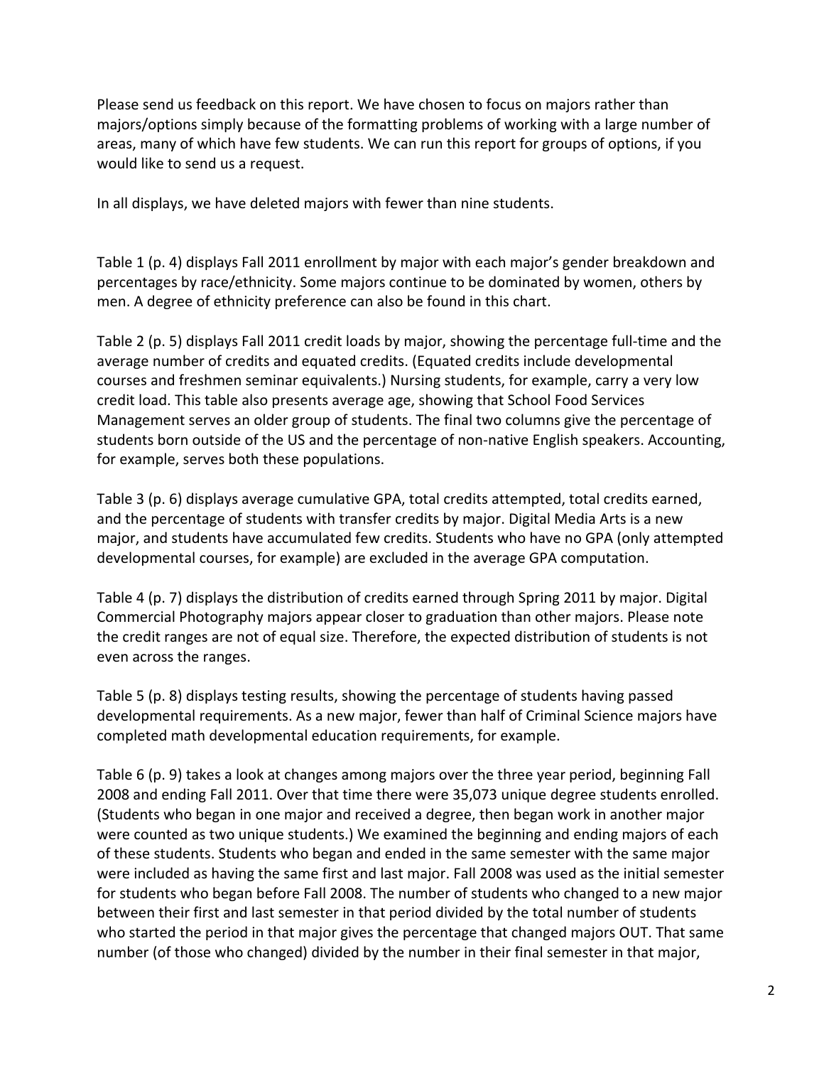Please send us feedback on this report. We have chosen to focus on majors rather than majors/options simply because of the formatting problems of working with a large number of areas, many of which have few students. We can run this report for groups of options, if you would like to send us a request.

In all displays, we have deleted majors with fewer than nine students.

Table 1 (p. 4) displays Fall 2011 enrollment by major with each major's gender breakdown and percentages by race/ethnicity. Some majors continue to be dominated by women, others by men. A degree of ethnicity preference can also be found in this chart.

Table 2 (p. 5) displays Fall 2011 credit loads by major, showing the percentage full-time and the average number of credits and equated credits. (Equated credits include developmental courses and freshmen seminar equivalents.) Nursing students, for example, carry a very low credit load. This table also presents average age, showing that School Food Services Management serves an older group of students. The final two columns give the percentage of students born outside of the US and the percentage of non-native English speakers. Accounting, for example, serves both these populations.

Table 3 (p. 6) displays average cumulative GPA, total credits attempted, total credits earned, and the percentage of students with transfer credits by major. Digital Media Arts is a new major, and students have accumulated few credits. Students who have no GPA (only attempted developmental courses, for example) are excluded in the average GPA computation.

Table 4 (p. 7) displays the distribution of credits earned through Spring 2011 by major. Digital Commercial Photography majors appear closer to graduation than other majors. Please note the credit ranges are not of equal size. Therefore, the expected distribution of students is not even across the ranges.

Table 5 (p. 8) displays testing results, showing the percentage of students having passed developmental requirements. As a new major, fewer than half of Criminal Science majors have completed math developmental education requirements, for example.

Table 6 (p. 9) takes a look at changes among majors over the three year period, beginning Fall 2008 and ending Fall 2011. Over that time there were 35,073 unique degree students enrolled. (Students who began in one major and received a degree, then began work in another major were counted as two unique students.) We examined the beginning and ending majors of each of these students. Students who began and ended in the same semester with the same major were included as having the same first and last major. Fall 2008 was used as the initial semester for students who began before Fall 2008. The number of students who changed to a new major between their first and last semester in that period divided by the total number of students who started the period in that major gives the percentage that changed majors OUT. That same number (of those who changed) divided by the number in their final semester in that major,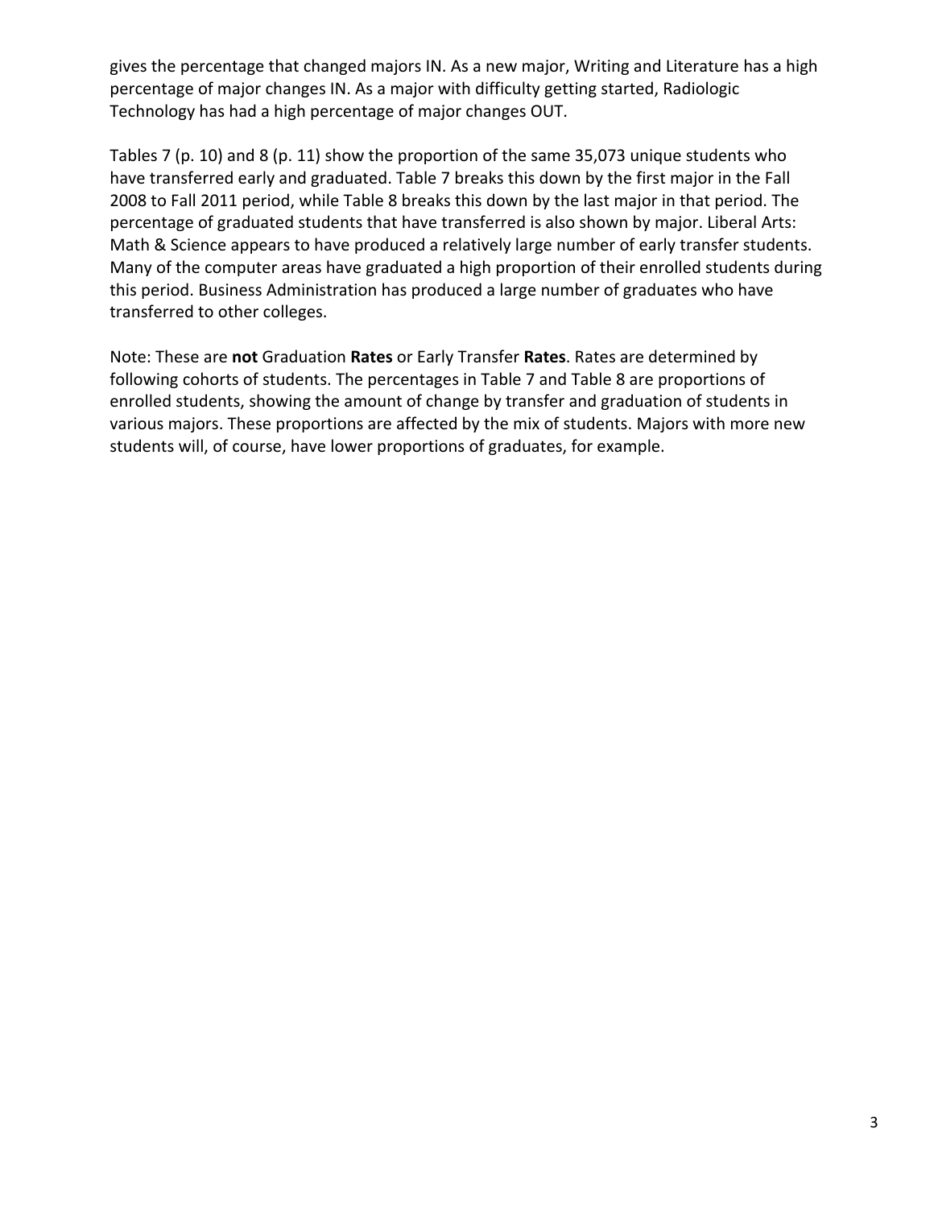gives the percentage that changed majors IN. As a new major, Writing and Literature has a high percentage of major changes IN. As a major with difficulty getting started, Radiologic Technology has had a high percentage of major changes OUT.

Tables 7 (p. 10) and 8 (p. 11) show the proportion of the same 35,073 unique students who have transferred early and graduated. Table 7 breaks this down by the first major in the Fall 2008 to Fall 2011 period, while Table 8 breaks this down by the last major in that period. The percentage of graduated students that have transferred is also shown by major. Liberal Arts: Math & Science appears to have produced a relatively large number of early transfer students. Many of the computer areas have graduated a high proportion of their enrolled students during this period. Business Administration has produced a large number of graduates who have transferred to other colleges.

Note: These are **not** Graduation **Rates** or Early Transfer **Rates**. Rates are determined by following cohorts of students. The percentages in Table 7 and Table 8 are proportions of enrolled students, showing the amount of change by transfer and graduation of students in various majors. These proportions are affected by the mix of students. Majors with more new students will, of course, have lower proportions of graduates, for example.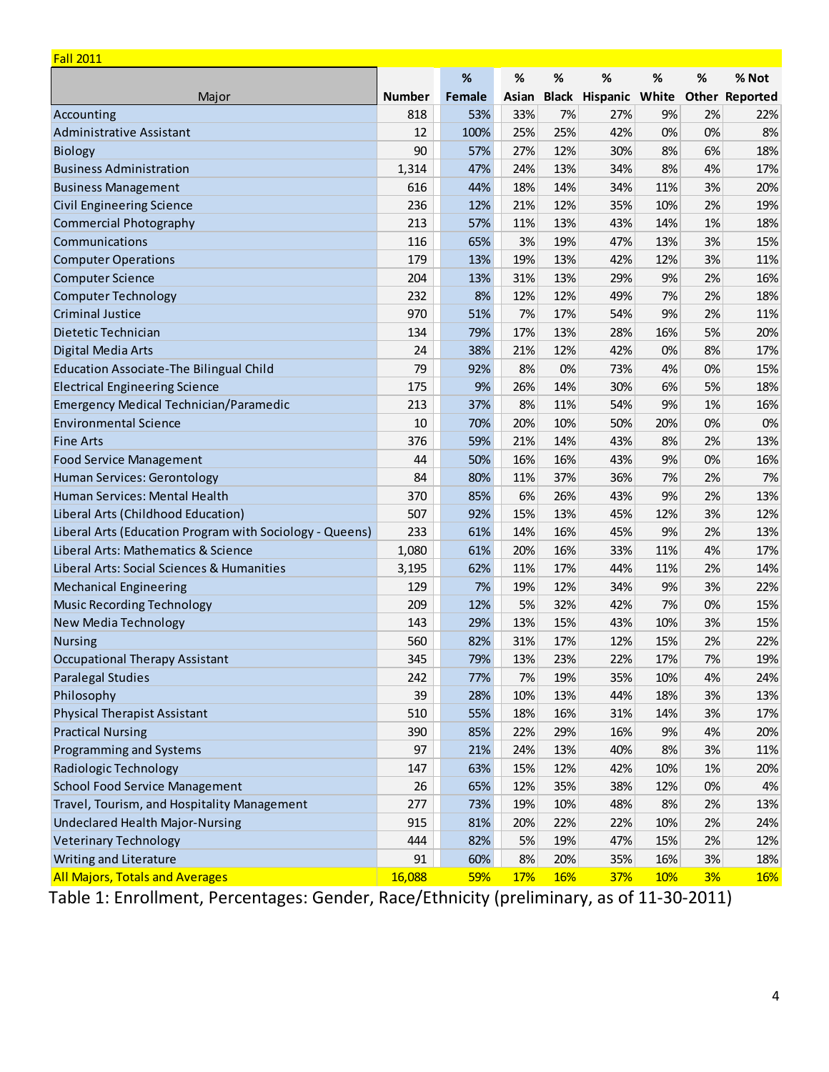Fall 2011

| Major | Number | % Female | % Asian | % Black | % Hispanic | % White | % Other | % Not Reported |
|---|---|---|---|---|---|---|---|---|
| Accounting | 818 | 53% | 33% | 7% | 27% | 9% | 2% | 22% |
| Administrative Assistant | 12 | 100% | 25% | 25% | 42% | 0% | 0% | 8% |
| Biology | 90 | 57% | 27% | 12% | 30% | 8% | 6% | 18% |
| Business Administration | 1,314 | 47% | 24% | 13% | 34% | 8% | 4% | 17% |
| Business Management | 616 | 44% | 18% | 14% | 34% | 11% | 3% | 20% |
| Civil Engineering Science | 236 | 12% | 21% | 12% | 35% | 10% | 2% | 19% |
| Commercial Photography | 213 | 57% | 11% | 13% | 43% | 14% | 1% | 18% |
| Communications | 116 | 65% | 3% | 19% | 47% | 13% | 3% | 15% |
| Computer Operations | 179 | 13% | 19% | 13% | 42% | 12% | 3% | 11% |
| Computer Science | 204 | 13% | 31% | 13% | 29% | 9% | 2% | 16% |
| Computer Technology | 232 | 8% | 12% | 12% | 49% | 7% | 2% | 18% |
| Criminal Justice | 970 | 51% | 7% | 17% | 54% | 9% | 2% | 11% |
| Dietetic Technician | 134 | 79% | 17% | 13% | 28% | 16% | 5% | 20% |
| Digital Media Arts | 24 | 38% | 21% | 12% | 42% | 0% | 8% | 17% |
| Education Associate-The Bilingual Child | 79 | 92% | 8% | 0% | 73% | 4% | 0% | 15% |
| Electrical Engineering Science | 175 | 9% | 26% | 14% | 30% | 6% | 5% | 18% |
| Emergency Medical Technician/Paramedic | 213 | 37% | 8% | 11% | 54% | 9% | 1% | 16% |
| Environmental Science | 10 | 70% | 20% | 10% | 50% | 20% | 0% | 0% |
| Fine Arts | 376 | 59% | 21% | 14% | 43% | 8% | 2% | 13% |
| Food Service Management | 44 | 50% | 16% | 16% | 43% | 9% | 0% | 16% |
| Human Services: Gerontology | 84 | 80% | 11% | 37% | 36% | 7% | 2% | 7% |
| Human Services: Mental Health | 370 | 85% | 6% | 26% | 43% | 9% | 2% | 13% |
| Liberal Arts (Childhood Education) | 507 | 92% | 15% | 13% | 45% | 12% | 3% | 12% |
| Liberal Arts (Education Program with Sociology - Queens) | 233 | 61% | 14% | 16% | 45% | 9% | 2% | 13% |
| Liberal Arts: Mathematics & Science | 1,080 | 61% | 20% | 16% | 33% | 11% | 4% | 17% |
| Liberal Arts: Social Sciences & Humanities | 3,195 | 62% | 11% | 17% | 44% | 11% | 2% | 14% |
| Mechanical Engineering | 129 | 7% | 19% | 12% | 34% | 9% | 3% | 22% |
| Music Recording Technology | 209 | 12% | 5% | 32% | 42% | 7% | 0% | 15% |
| New Media Technology | 143 | 29% | 13% | 15% | 43% | 10% | 3% | 15% |
| Nursing | 560 | 82% | 31% | 17% | 12% | 15% | 2% | 22% |
| Occupational Therapy Assistant | 345 | 79% | 13% | 23% | 22% | 17% | 7% | 19% |
| Paralegal Studies | 242 | 77% | 7% | 19% | 35% | 10% | 4% | 24% |
| Philosophy | 39 | 28% | 10% | 13% | 44% | 18% | 3% | 13% |
| Physical Therapist Assistant | 510 | 55% | 18% | 16% | 31% | 14% | 3% | 17% |
| Practical Nursing | 390 | 85% | 22% | 29% | 16% | 9% | 4% | 20% |
| Programming and Systems | 97 | 21% | 24% | 13% | 40% | 8% | 3% | 11% |
| Radiologic Technology | 147 | 63% | 15% | 12% | 42% | 10% | 1% | 20% |
| School Food Service Management | 26 | 65% | 12% | 35% | 38% | 12% | 0% | 4% |
| Travel, Tourism, and Hospitality Management | 277 | 73% | 19% | 10% | 48% | 8% | 2% | 13% |
| Undeclared Health Major-Nursing | 915 | 81% | 20% | 22% | 22% | 10% | 2% | 24% |
| Veterinary Technology | 444 | 82% | 5% | 19% | 47% | 15% | 2% | 12% |
| Writing and Literature | 91 | 60% | 8% | 20% | 35% | 16% | 3% | 18% |
| All Majors, Totals and Averages | 16,088 | 59% | 17% | 16% | 37% | 10% | 3% | 16% |

Table 1: Enrollment, Percentages: Gender, Race/Ethnicity (preliminary, as of 11-30-2011)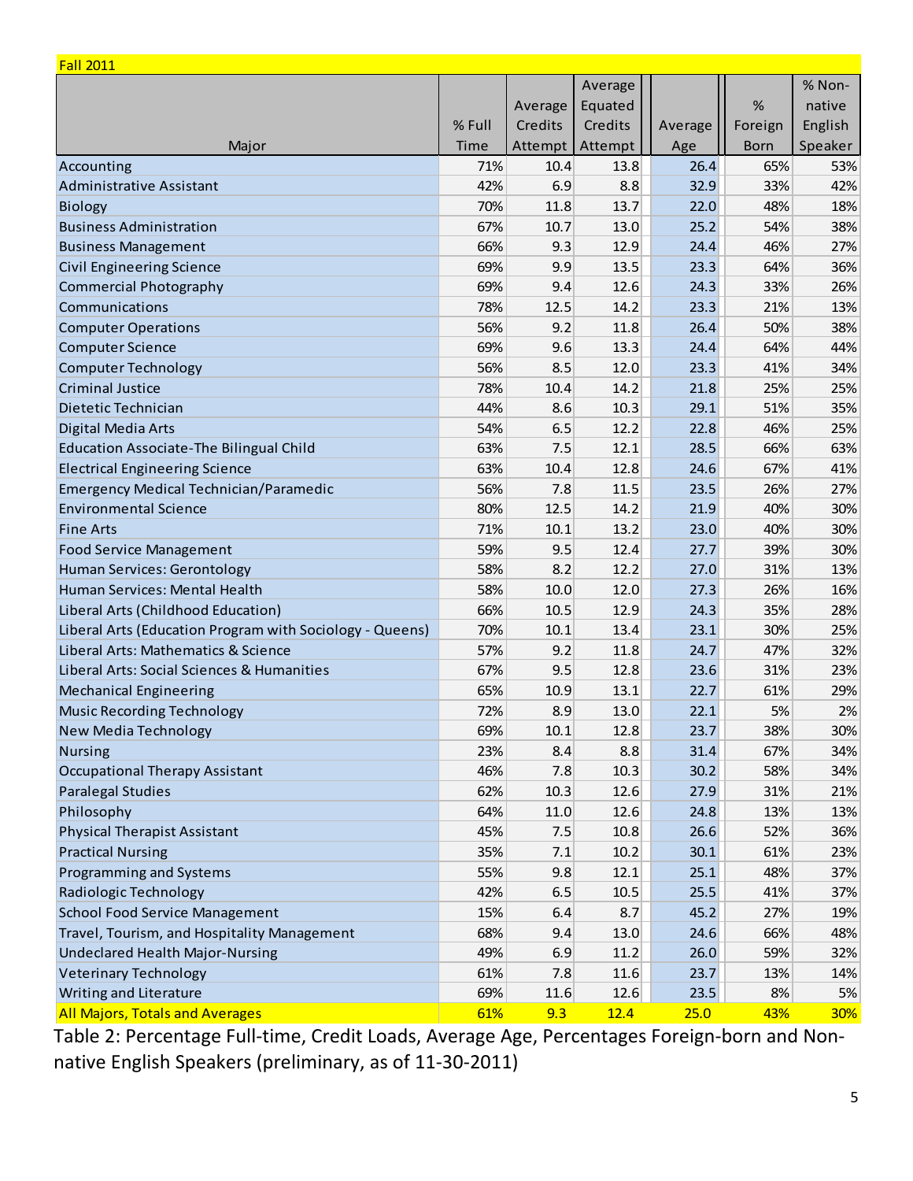| Fall 2011 | | | | | | |
|---|---|---|---|---|---|---|
| Major | % Full Time | Average Credits Attempt | Average Equated Credits Attempt | Average Age | % Foreign Born | % Non-native English Speaker |
| Accounting | 71% | 10.4 | 13.8 | 26.4 | 65% | 53% |
| Administrative Assistant | 42% | 6.9 | 8.8 | 32.9 | 33% | 42% |
| Biology | 70% | 11.8 | 13.7 | 22.0 | 48% | 18% |
| Business Administration | 67% | 10.7 | 13.0 | 25.2 | 54% | 38% |
| Business Management | 66% | 9.3 | 12.9 | 24.4 | 46% | 27% |
| Civil Engineering Science | 69% | 9.9 | 13.5 | 23.3 | 64% | 36% |
| Commercial Photography | 69% | 9.4 | 12.6 | 24.3 | 33% | 26% |
| Communications | 78% | 12.5 | 14.2 | 23.3 | 21% | 13% |
| Computer Operations | 56% | 9.2 | 11.8 | 26.4 | 50% | 38% |
| Computer Science | 69% | 9.6 | 13.3 | 24.4 | 64% | 44% |
| Computer Technology | 56% | 8.5 | 12.0 | 23.3 | 41% | 34% |
| Criminal Justice | 78% | 10.4 | 14.2 | 21.8 | 25% | 25% |
| Dietetic Technician | 44% | 8.6 | 10.3 | 29.1 | 51% | 35% |
| Digital Media Arts | 54% | 6.5 | 12.2 | 22.8 | 46% | 25% |
| Education Associate-The Bilingual Child | 63% | 7.5 | 12.1 | 28.5 | 66% | 63% |
| Electrical Engineering Science | 63% | 10.4 | 12.8 | 24.6 | 67% | 41% |
| Emergency Medical Technician/Paramedic | 56% | 7.8 | 11.5 | 23.5 | 26% | 27% |
| Environmental Science | 80% | 12.5 | 14.2 | 21.9 | 40% | 30% |
| Fine Arts | 71% | 10.1 | 13.2 | 23.0 | 40% | 30% |
| Food Service Management | 59% | 9.5 | 12.4 | 27.7 | 39% | 30% |
| Human Services: Gerontology | 58% | 8.2 | 12.2 | 27.0 | 31% | 13% |
| Human Services: Mental Health | 58% | 10.0 | 12.0 | 27.3 | 26% | 16% |
| Liberal Arts (Childhood Education) | 66% | 10.5 | 12.9 | 24.3 | 35% | 28% |
| Liberal Arts (Education Program with Sociology - Queens) | 70% | 10.1 | 13.4 | 23.1 | 30% | 25% |
| Liberal Arts: Mathematics & Science | 57% | 9.2 | 11.8 | 24.7 | 47% | 32% |
| Liberal Arts: Social Sciences & Humanities | 67% | 9.5 | 12.8 | 23.6 | 31% | 23% |
| Mechanical Engineering | 65% | 10.9 | 13.1 | 22.7 | 61% | 29% |
| Music Recording Technology | 72% | 8.9 | 13.0 | 22.1 | 5% | 2% |
| New Media Technology | 69% | 10.1 | 12.8 | 23.7 | 38% | 30% |
| Nursing | 23% | 8.4 | 8.8 | 31.4 | 67% | 34% |
| Occupational Therapy Assistant | 46% | 7.8 | 10.3 | 30.2 | 58% | 34% |
| Paralegal Studies | 62% | 10.3 | 12.6 | 27.9 | 31% | 21% |
| Philosophy | 64% | 11.0 | 12.6 | 24.8 | 13% | 13% |
| Physical Therapist Assistant | 45% | 7.5 | 10.8 | 26.6 | 52% | 36% |
| Practical Nursing | 35% | 7.1 | 10.2 | 30.1 | 61% | 23% |
| Programming and Systems | 55% | 9.8 | 12.1 | 25.1 | 48% | 37% |
| Radiologic Technology | 42% | 6.5 | 10.5 | 25.5 | 41% | 37% |
| School Food Service Management | 15% | 6.4 | 8.7 | 45.2 | 27% | 19% |
| Travel, Tourism, and Hospitality Management | 68% | 9.4 | 13.0 | 24.6 | 66% | 48% |
| Undeclared Health Major-Nursing | 49% | 6.9 | 11.2 | 26.0 | 59% | 32% |
| Veterinary Technology | 61% | 7.8 | 11.6 | 23.7 | 13% | 14% |
| Writing and Literature | 69% | 11.6 | 12.6 | 23.5 | 8% | 5% |
| All Majors, Totals and Averages | 61% | 9.3 | 12.4 | 25.0 | 43% | 30% |

Table 2: Percentage Full-time, Credit Loads, Average Age, Percentages Foreign-born and Non-native English Speakers (preliminary, as of 11-30-2011)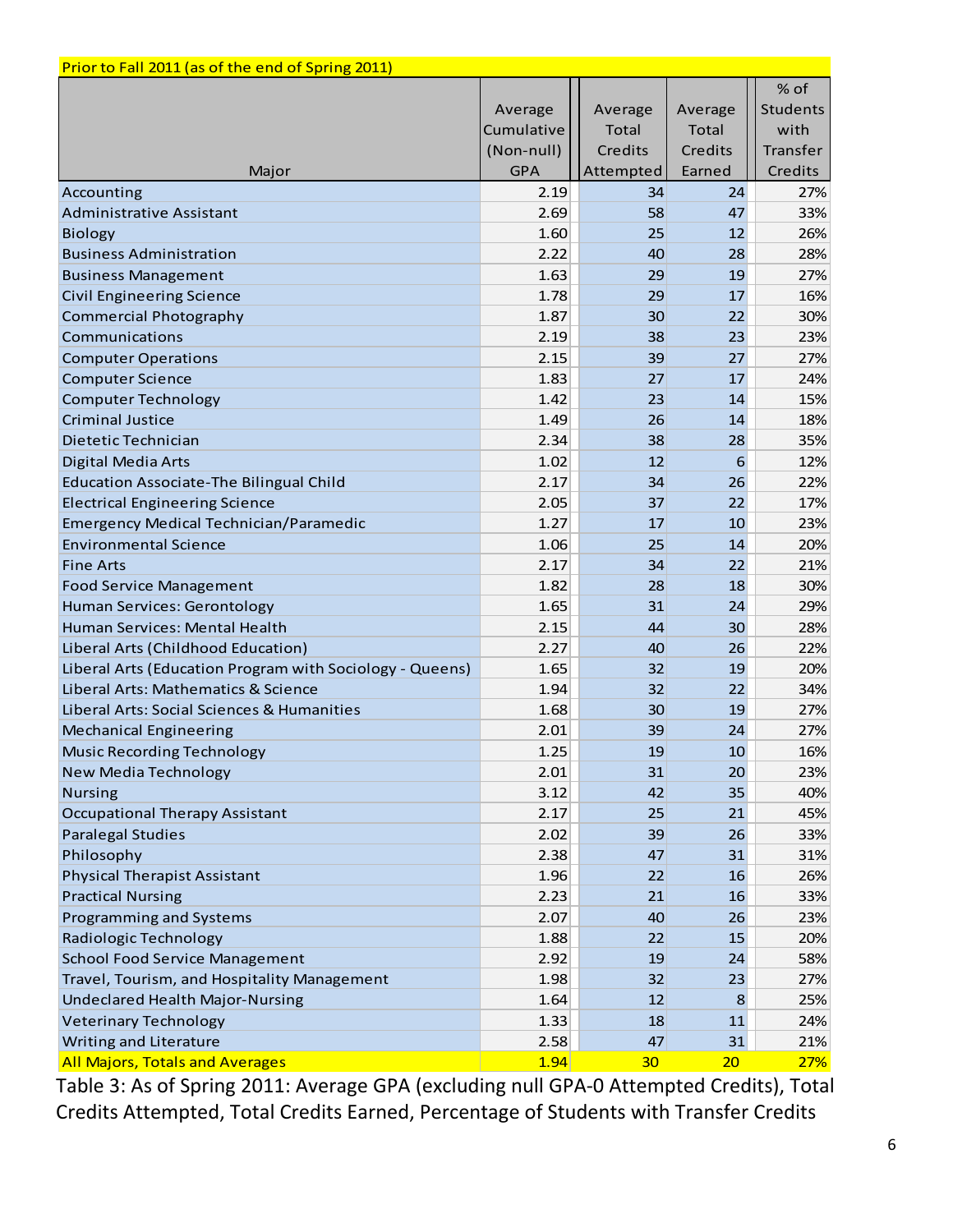| Prior to Fall 2011 (as of the end of Spring 2011) | | | | |
|---|---|---|---|---|
| Major | Average Cumulative (Non-null) GPA | Average Total Credits Attempted | Average Total Credits Earned | % of Students with Transfer Credits |
| Accounting | 2.19 | 34 | 24 | 27% |
| Administrative Assistant | 2.69 | 58 | 47 | 33% |
| Biology | 1.60 | 25 | 12 | 26% |
| Business Administration | 2.22 | 40 | 28 | 28% |
| Business Management | 1.63 | 29 | 19 | 27% |
| Civil Engineering Science | 1.78 | 29 | 17 | 16% |
| Commercial Photography | 1.87 | 30 | 22 | 30% |
| Communications | 2.19 | 38 | 23 | 23% |
| Computer Operations | 2.15 | 39 | 27 | 27% |
| Computer Science | 1.83 | 27 | 17 | 24% |
| Computer Technology | 1.42 | 23 | 14 | 15% |
| Criminal Justice | 1.49 | 26 | 14 | 18% |
| Dietetic Technician | 2.34 | 38 | 28 | 35% |
| Digital Media Arts | 1.02 | 12 | 6 | 12% |
| Education Associate-The Bilingual Child | 2.17 | 34 | 26 | 22% |
| Electrical Engineering Science | 2.05 | 37 | 22 | 17% |
| Emergency Medical Technician/Paramedic | 1.27 | 17 | 10 | 23% |
| Environmental Science | 1.06 | 25 | 14 | 20% |
| Fine Arts | 2.17 | 34 | 22 | 21% |
| Food Service Management | 1.82 | 28 | 18 | 30% |
| Human Services: Gerontology | 1.65 | 31 | 24 | 29% |
| Human Services: Mental Health | 2.15 | 44 | 30 | 28% |
| Liberal Arts (Childhood Education) | 2.27 | 40 | 26 | 22% |
| Liberal Arts (Education Program with Sociology - Queens) | 1.65 | 32 | 19 | 20% |
| Liberal Arts: Mathematics & Science | 1.94 | 32 | 22 | 34% |
| Liberal Arts: Social Sciences & Humanities | 1.68 | 30 | 19 | 27% |
| Mechanical Engineering | 2.01 | 39 | 24 | 27% |
| Music Recording Technology | 1.25 | 19 | 10 | 16% |
| New Media Technology | 2.01 | 31 | 20 | 23% |
| Nursing | 3.12 | 42 | 35 | 40% |
| Occupational Therapy Assistant | 2.17 | 25 | 21 | 45% |
| Paralegal Studies | 2.02 | 39 | 26 | 33% |
| Philosophy | 2.38 | 47 | 31 | 31% |
| Physical Therapist Assistant | 1.96 | 22 | 16 | 26% |
| Practical Nursing | 2.23 | 21 | 16 | 33% |
| Programming and Systems | 2.07 | 40 | 26 | 23% |
| Radiologic Technology | 1.88 | 22 | 15 | 20% |
| School Food Service Management | 2.92 | 19 | 24 | 58% |
| Travel, Tourism, and Hospitality Management | 1.98 | 32 | 23 | 27% |
| Undeclared Health Major-Nursing | 1.64 | 12 | 8 | 25% |
| Veterinary Technology | 1.33 | 18 | 11 | 24% |
| Writing and Literature | 2.58 | 47 | 31 | 21% |
| All Majors, Totals and Averages | 1.94 | 30 | 20 | 27% |

Table 3: As of Spring 2011: Average GPA (excluding null GPA-0 Attempted Credits), Total Credits Attempted, Total Credits Earned, Percentage of Students with Transfer Credits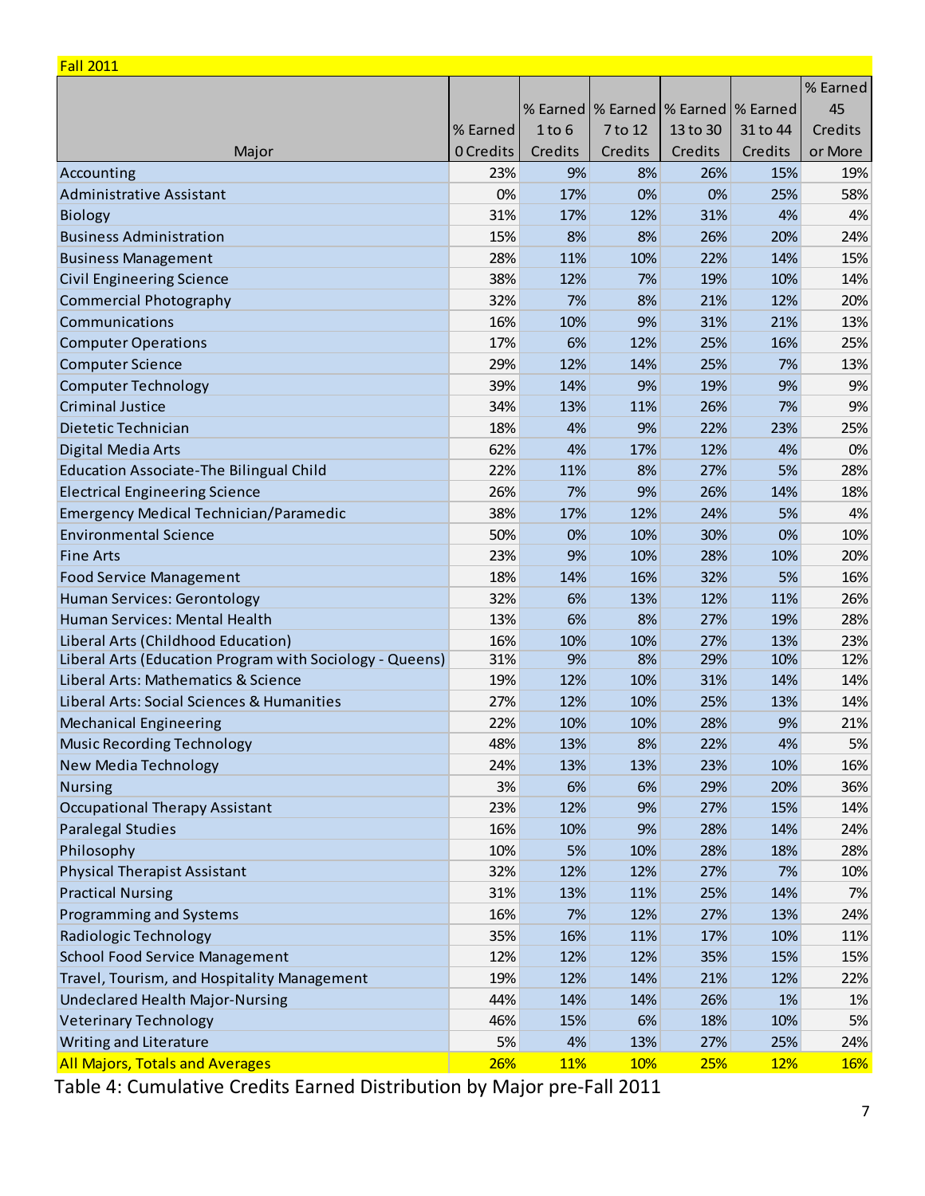| Fall 2011 | | | | | | |
|---|---|---|---|---|---|---|
| Major | % Earned 0 Credits | % Earned 1 to 6 Credits | % Earned 7 to 12 Credits | % Earned 13 to 30 Credits | % Earned 31 to 44 Credits | % Earned 45 Credits or More |
| Accounting | 23% | 9% | 8% | 26% | 15% | 19% |
| Administrative Assistant | 0% | 17% | 0% | 0% | 25% | 58% |
| Biology | 31% | 17% | 12% | 31% | 4% | 4% |
| Business Administration | 15% | 8% | 8% | 26% | 20% | 24% |
| Business Management | 28% | 11% | 10% | 22% | 14% | 15% |
| Civil Engineering Science | 38% | 12% | 7% | 19% | 10% | 14% |
| Commercial Photography | 32% | 7% | 8% | 21% | 12% | 20% |
| Communications | 16% | 10% | 9% | 31% | 21% | 13% |
| Computer Operations | 17% | 6% | 12% | 25% | 16% | 25% |
| Computer Science | 29% | 12% | 14% | 25% | 7% | 13% |
| Computer Technology | 39% | 14% | 9% | 19% | 9% | 9% |
| Criminal Justice | 34% | 13% | 11% | 26% | 7% | 9% |
| Dietetic Technician | 18% | 4% | 9% | 22% | 23% | 25% |
| Digital Media Arts | 62% | 4% | 17% | 12% | 4% | 0% |
| Education Associate-The Bilingual Child | 22% | 11% | 8% | 27% | 5% | 28% |
| Electrical Engineering Science | 26% | 7% | 9% | 26% | 14% | 18% |
| Emergency Medical Technician/Paramedic | 38% | 17% | 12% | 24% | 5% | 4% |
| Environmental Science | 50% | 0% | 10% | 30% | 0% | 10% |
| Fine Arts | 23% | 9% | 10% | 28% | 10% | 20% |
| Food Service Management | 18% | 14% | 16% | 32% | 5% | 16% |
| Human Services: Gerontology | 32% | 6% | 13% | 12% | 11% | 26% |
| Human Services: Mental Health | 13% | 6% | 8% | 27% | 19% | 28% |
| Liberal Arts (Childhood Education) | 16% | 10% | 10% | 27% | 13% | 23% |
| Liberal Arts (Education Program with Sociology - Queens) | 31% | 9% | 8% | 29% | 10% | 12% |
| Liberal Arts: Mathematics & Science | 19% | 12% | 10% | 31% | 14% | 14% |
| Liberal Arts: Social Sciences & Humanities | 27% | 12% | 10% | 25% | 13% | 14% |
| Mechanical Engineering | 22% | 10% | 10% | 28% | 9% | 21% |
| Music Recording Technology | 48% | 13% | 8% | 22% | 4% | 5% |
| New Media Technology | 24% | 13% | 13% | 23% | 10% | 16% |
| Nursing | 3% | 6% | 6% | 29% | 20% | 36% |
| Occupational Therapy Assistant | 23% | 12% | 9% | 27% | 15% | 14% |
| Paralegal Studies | 16% | 10% | 9% | 28% | 14% | 24% |
| Philosophy | 10% | 5% | 10% | 28% | 18% | 28% |
| Physical Therapist Assistant | 32% | 12% | 12% | 27% | 7% | 10% |
| Practical Nursing | 31% | 13% | 11% | 25% | 14% | 7% |
| Programming and Systems | 16% | 7% | 12% | 27% | 13% | 24% |
| Radiologic Technology | 35% | 16% | 11% | 17% | 10% | 11% |
| School Food Service Management | 12% | 12% | 12% | 35% | 15% | 15% |
| Travel, Tourism, and Hospitality Management | 19% | 12% | 14% | 21% | 12% | 22% |
| Undeclared Health Major-Nursing | 44% | 14% | 14% | 26% | 1% | 1% |
| Veterinary Technology | 46% | 15% | 6% | 18% | 10% | 5% |
| Writing and Literature | 5% | 4% | 13% | 27% | 25% | 24% |
| All Majors, Totals and Averages | 26% | 11% | 10% | 25% | 12% | 16% |

Table 4: Cumulative Credits Earned Distribution by Major pre-Fall 2011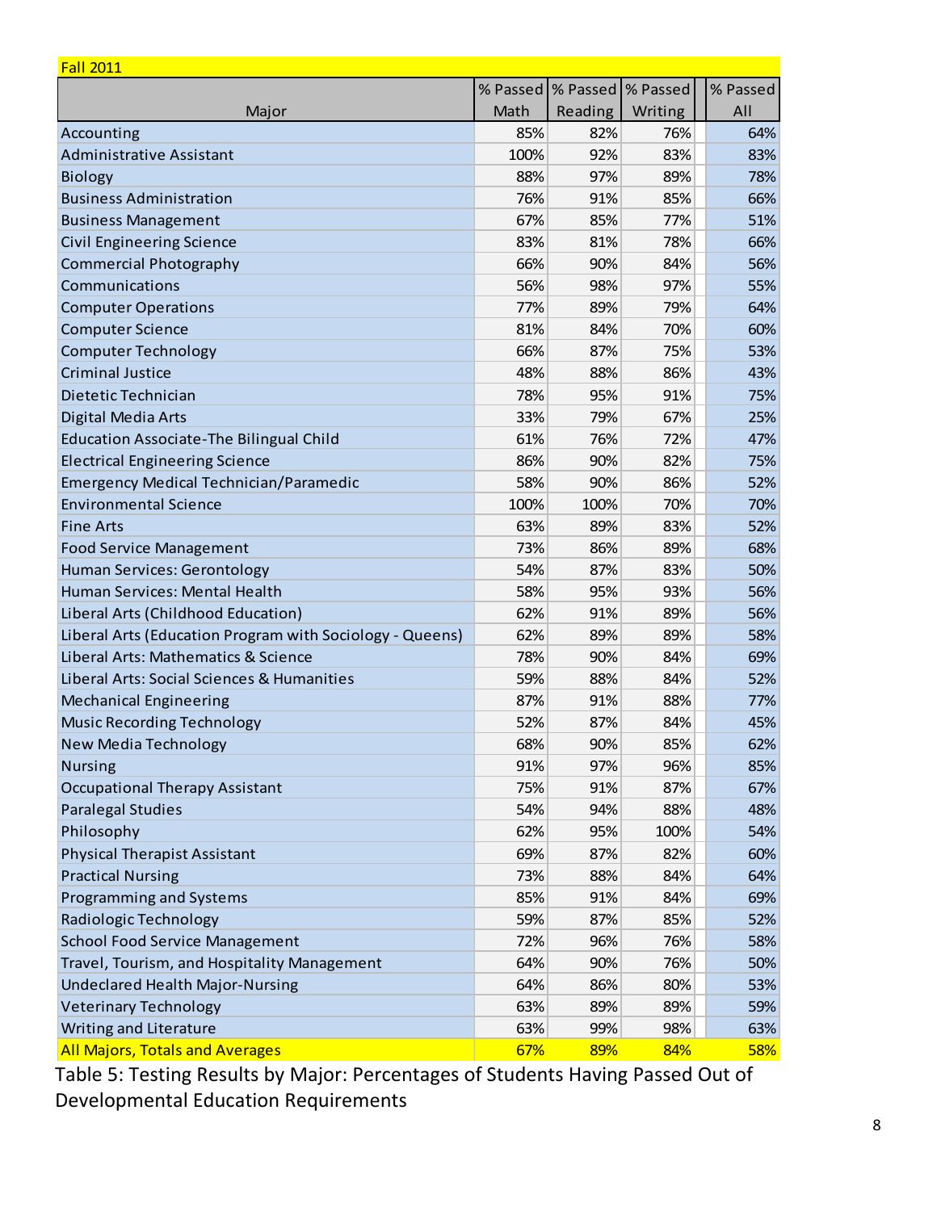| Fall 2011 | | | | |
|---|---|---|---|---|
| Major | % Passed Math | % Passed Reading | % Passed Writing | % Passed All |
| Accounting | 85% | 82% | 76% | 64% |
| Administrative Assistant | 100% | 92% | 83% | 83% |
| Biology | 88% | 97% | 89% | 78% |
| Business Administration | 76% | 91% | 85% | 66% |
| Business Management | 67% | 85% | 77% | 51% |
| Civil Engineering Science | 83% | 81% | 78% | 66% |
| Commercial Photography | 66% | 90% | 84% | 56% |
| Communications | 56% | 98% | 97% | 55% |
| Computer Operations | 77% | 89% | 79% | 64% |
| Computer Science | 81% | 84% | 70% | 60% |
| Computer Technology | 66% | 87% | 75% | 53% |
| Criminal Justice | 48% | 88% | 86% | 43% |
| Dietetic Technician | 78% | 95% | 91% | 75% |
| Digital Media Arts | 33% | 79% | 67% | 25% |
| Education Associate-The Bilingual Child | 61% | 76% | 72% | 47% |
| Electrical Engineering Science | 86% | 90% | 82% | 75% |
| Emergency Medical Technician/Paramedic | 58% | 90% | 86% | 52% |
| Environmental Science | 100% | 100% | 70% | 70% |
| Fine Arts | 63% | 89% | 83% | 52% |
| Food Service Management | 73% | 86% | 89% | 68% |
| Human Services: Gerontology | 54% | 87% | 83% | 50% |
| Human Services: Mental Health | 58% | 95% | 93% | 56% |
| Liberal Arts (Childhood Education) | 62% | 91% | 89% | 56% |
| Liberal Arts (Education Program with Sociology - Queens) | 62% | 89% | 89% | 58% |
| Liberal Arts: Mathematics & Science | 78% | 90% | 84% | 69% |
| Liberal Arts: Social Sciences & Humanities | 59% | 88% | 84% | 52% |
| Mechanical Engineering | 87% | 91% | 88% | 77% |
| Music Recording Technology | 52% | 87% | 84% | 45% |
| New Media Technology | 68% | 90% | 85% | 62% |
| Nursing | 91% | 97% | 96% | 85% |
| Occupational Therapy Assistant | 75% | 91% | 87% | 67% |
| Paralegal Studies | 54% | 94% | 88% | 48% |
| Philosophy | 62% | 95% | 100% | 54% |
| Physical Therapist Assistant | 69% | 87% | 82% | 60% |
| Practical Nursing | 73% | 88% | 84% | 64% |
| Programming and Systems | 85% | 91% | 84% | 69% |
| Radiologic Technology | 59% | 87% | 85% | 52% |
| School Food Service Management | 72% | 96% | 76% | 58% |
| Travel, Tourism, and Hospitality Management | 64% | 90% | 76% | 50% |
| Undeclared Health Major-Nursing | 64% | 86% | 80% | 53% |
| Veterinary Technology | 63% | 89% | 89% | 59% |
| Writing and Literature | 63% | 99% | 98% | 63% |
| All Majors, Totals and Averages | 67% | 89% | 84% | 58% |

Table 5: Testing Results by Major: Percentages of Students Having Passed Out of Developmental Education Requirements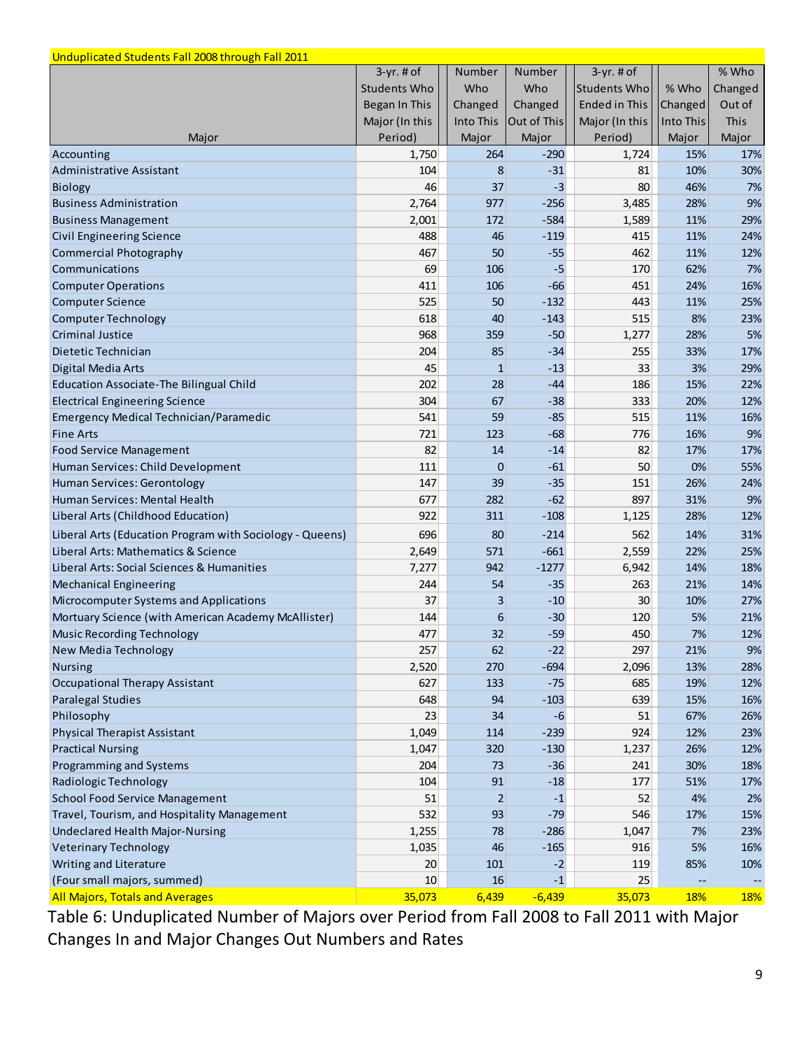| Unduplicated Students Fall 2008 through Fall 2011 | | | | | | |
|---|---|---|---|---|---|---|
| Major | 3-yr. # of Students Who Began In This Major (In this Period) | Number Who Changed Into This Major | Number Who Changed Out of This Major | 3-yr. # of Students Who Ended in This Major (In this Period) | % Who Changed Into This Major | % Who Changed Out of This Major |
| Accounting | 1,750 | 264 | -290 | 1,724 | 15% | 17% |
| Administrative Assistant | 104 | 8 | -31 | 81 | 10% | 30% |
| Biology | 46 | 37 | -3 | 80 | 46% | 7% |
| Business Administration | 2,764 | 977 | -256 | 3,485 | 28% | 9% |
| Business Management | 2,001 | 172 | -584 | 1,589 | 11% | 29% |
| Civil Engineering Science | 488 | 46 | -119 | 415 | 11% | 24% |
| Commercial Photography | 467 | 50 | -55 | 462 | 11% | 12% |
| Communications | 69 | 106 | -5 | 170 | 62% | 7% |
| Computer Operations | 411 | 106 | -66 | 451 | 24% | 16% |
| Computer Science | 525 | 50 | -132 | 443 | 11% | 25% |
| Computer Technology | 618 | 40 | -143 | 515 | 8% | 23% |
| Criminal Justice | 968 | 359 | -50 | 1,277 | 28% | 5% |
| Dietetic Technician | 204 | 85 | -34 | 255 | 33% | 17% |
| Digital Media Arts | 45 | 1 | -13 | 33 | 3% | 29% |
| Education Associate-The Bilingual Child | 202 | 28 | -44 | 186 | 15% | 22% |
| Electrical Engineering Science | 304 | 67 | -38 | 333 | 20% | 12% |
| Emergency Medical Technician/Paramedic | 541 | 59 | -85 | 515 | 11% | 16% |
| Fine Arts | 721 | 123 | -68 | 776 | 16% | 9% |
| Food Service Management | 82 | 14 | -14 | 82 | 17% | 17% |
| Human Services: Child Development | 111 | 0 | -61 | 50 | 0% | 55% |
| Human Services: Gerontology | 147 | 39 | -35 | 151 | 26% | 24% |
| Human Services: Mental Health | 677 | 282 | -62 | 897 | 31% | 9% |
| Liberal Arts (Childhood Education) | 922 | 311 | -108 | 1,125 | 28% | 12% |
| Liberal Arts (Education Program with Sociology - Queens) | 696 | 80 | -214 | 562 | 14% | 31% |
| Liberal Arts: Mathematics & Science | 2,649 | 571 | -661 | 2,559 | 22% | 25% |
| Liberal Arts: Social Sciences & Humanities | 7,277 | 942 | -1277 | 6,942 | 14% | 18% |
| Mechanical Engineering | 244 | 54 | -35 | 263 | 21% | 14% |
| Microcomputer Systems and Applications | 37 | 3 | -10 | 30 | 10% | 27% |
| Mortuary Science (with American Academy McAllister) | 144 | 6 | -30 | 120 | 5% | 21% |
| Music Recording Technology | 477 | 32 | -59 | 450 | 7% | 12% |
| New Media Technology | 257 | 62 | -22 | 297 | 21% | 9% |
| Nursing | 2,520 | 270 | -694 | 2,096 | 13% | 28% |
| Occupational Therapy Assistant | 627 | 133 | -75 | 685 | 19% | 12% |
| Paralegal Studies | 648 | 94 | -103 | 639 | 15% | 16% |
| Philosophy | 23 | 34 | -6 | 51 | 67% | 26% |
| Physical Therapist Assistant | 1,049 | 114 | -239 | 924 | 12% | 23% |
| Practical Nursing | 1,047 | 320 | -130 | 1,237 | 26% | 12% |
| Programming and Systems | 204 | 73 | -36 | 241 | 30% | 18% |
| Radiologic Technology | 104 | 91 | -18 | 177 | 51% | 17% |
| School Food Service Management | 51 | 2 | -1 | 52 | 4% | 2% |
| Travel, Tourism, and Hospitality Management | 532 | 93 | -79 | 546 | 17% | 15% |
| Undeclared Health Major-Nursing | 1,255 | 78 | -286 | 1,047 | 7% | 23% |
| Veterinary Technology | 1,035 | 46 | -165 | 916 | 5% | 16% |
| Writing and Literature | 20 | 101 | -2 | 119 | 85% | 10% |
| (Four small majors, summed) | 10 | 16 | -1 | 25 | -- | -- |
| All Majors, Totals and Averages | 35,073 | 6,439 | -6,439 | 35,073 | 18% | 18% |

Table 6: Unduplicated Number of Majors over Period from Fall 2008 to Fall 2011 with Major Changes In and Major Changes Out Numbers and Rates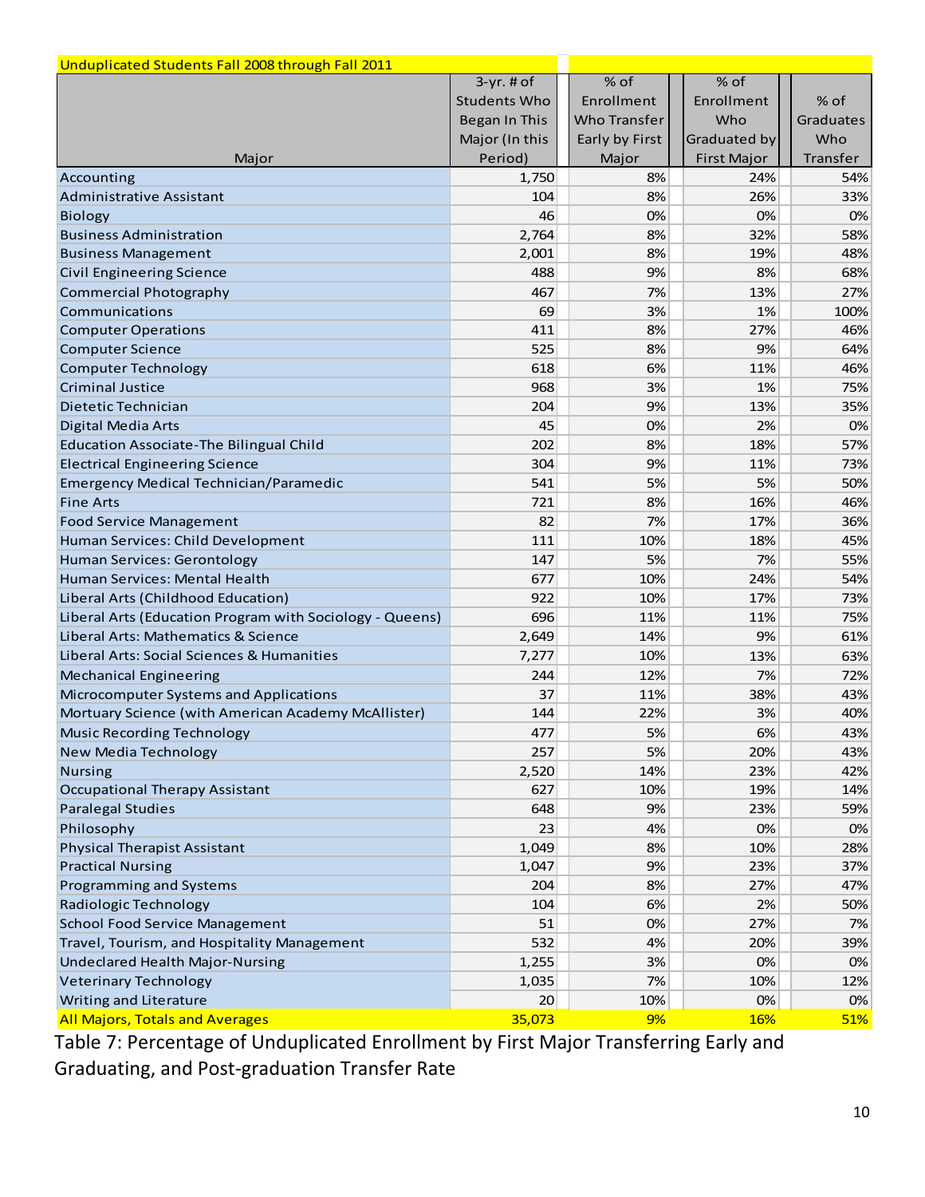| Unduplicated Students Fall 2008 through Fall 2011 | | | | |
|---|---|---|---|---|
| Major | 3-yr. # of Students Who Began In This Major (In this Period) | % of Enrollment Who Transfer Early by First Major | % of Enrollment Who Graduated by First Major | % of Graduates Who Transfer |
| Accounting | 1,750 | 8% | 24% | 54% |
| Administrative Assistant | 104 | 8% | 26% | 33% |
| Biology | 46 | 0% | 0% | 0% |
| Business Administration | 2,764 | 8% | 32% | 58% |
| Business Management | 2,001 | 8% | 19% | 48% |
| Civil Engineering Science | 488 | 9% | 8% | 68% |
| Commercial Photography | 467 | 7% | 13% | 27% |
| Communications | 69 | 3% | 1% | 100% |
| Computer Operations | 411 | 8% | 27% | 46% |
| Computer Science | 525 | 8% | 9% | 64% |
| Computer Technology | 618 | 6% | 11% | 46% |
| Criminal Justice | 968 | 3% | 1% | 75% |
| Dietetic Technician | 204 | 9% | 13% | 35% |
| Digital Media Arts | 45 | 0% | 2% | 0% |
| Education Associate-The Bilingual Child | 202 | 8% | 18% | 57% |
| Electrical Engineering Science | 304 | 9% | 11% | 73% |
| Emergency Medical Technician/Paramedic | 541 | 5% | 5% | 50% |
| Fine Arts | 721 | 8% | 16% | 46% |
| Food Service Management | 82 | 7% | 17% | 36% |
| Human Services: Child Development | 111 | 10% | 18% | 45% |
| Human Services: Gerontology | 147 | 5% | 7% | 55% |
| Human Services: Mental Health | 677 | 10% | 24% | 54% |
| Liberal Arts (Childhood Education) | 922 | 10% | 17% | 73% |
| Liberal Arts (Education Program with Sociology - Queens) | 696 | 11% | 11% | 75% |
| Liberal Arts: Mathematics & Science | 2,649 | 14% | 9% | 61% |
| Liberal Arts: Social Sciences & Humanities | 7,277 | 10% | 13% | 63% |
| Mechanical Engineering | 244 | 12% | 7% | 72% |
| Microcomputer Systems and Applications | 37 | 11% | 38% | 43% |
| Mortuary Science (with American Academy McAllister) | 144 | 22% | 3% | 40% |
| Music Recording Technology | 477 | 5% | 6% | 43% |
| New Media Technology | 257 | 5% | 20% | 43% |
| Nursing | 2,520 | 14% | 23% | 42% |
| Occupational Therapy Assistant | 627 | 10% | 19% | 14% |
| Paralegal Studies | 648 | 9% | 23% | 59% |
| Philosophy | 23 | 4% | 0% | 0% |
| Physical Therapist Assistant | 1,049 | 8% | 10% | 28% |
| Practical Nursing | 1,047 | 9% | 23% | 37% |
| Programming and Systems | 204 | 8% | 27% | 47% |
| Radiologic Technology | 104 | 6% | 2% | 50% |
| School Food Service Management | 51 | 0% | 27% | 7% |
| Travel, Tourism, and Hospitality Management | 532 | 4% | 20% | 39% |
| Undeclared Health Major-Nursing | 1,255 | 3% | 0% | 0% |
| Veterinary Technology | 1,035 | 7% | 10% | 12% |
| Writing and Literature | 20 | 10% | 0% | 0% |
| All Majors, Totals and Averages | 35,073 | 9% | 16% | 51% |

Table 7: Percentage of Unduplicated Enrollment by First Major Transferring Early and Graduating, and Post-graduation Transfer Rate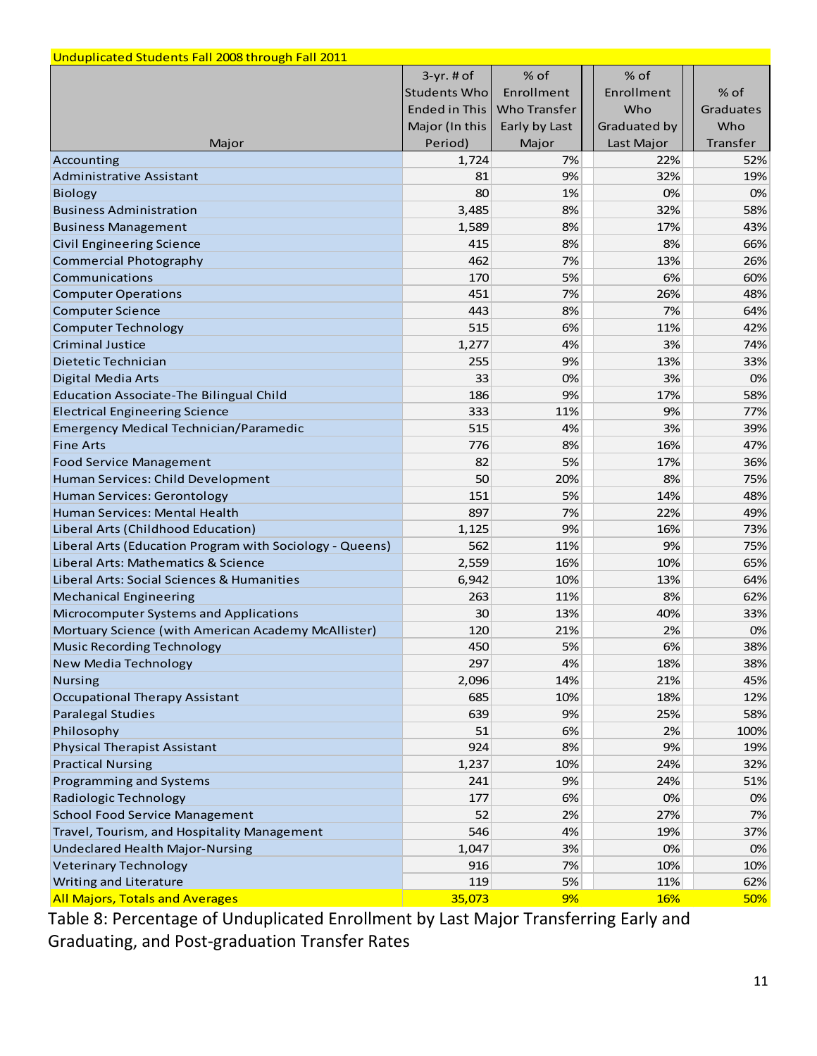| Unduplicated Students Fall 2008 through Fall 2011 | | | | |
|---|---|---|---|---|
| Major | 3-yr. # of Students Who Ended in This Major (In this Period) | % of Enrollment Who Transfer Early by Last Major | % of Enrollment Who Graduated by Last Major | % of Graduates Who Transfer |
| Accounting | 1,724 | 7% | 22% | 52% |
| Administrative Assistant | 81 | 9% | 32% | 19% |
| Biology | 80 | 1% | 0% | 0% |
| Business Administration | 3,485 | 8% | 32% | 58% |
| Business Management | 1,589 | 8% | 17% | 43% |
| Civil Engineering Science | 415 | 8% | 8% | 66% |
| Commercial Photography | 462 | 7% | 13% | 26% |
| Communications | 170 | 5% | 6% | 60% |
| Computer Operations | 451 | 7% | 26% | 48% |
| Computer Science | 443 | 8% | 7% | 64% |
| Computer Technology | 515 | 6% | 11% | 42% |
| Criminal Justice | 1,277 | 4% | 3% | 74% |
| Dietetic Technician | 255 | 9% | 13% | 33% |
| Digital Media Arts | 33 | 0% | 3% | 0% |
| Education Associate-The Bilingual Child | 186 | 9% | 17% | 58% |
| Electrical Engineering Science | 333 | 11% | 9% | 77% |
| Emergency Medical Technician/Paramedic | 515 | 4% | 3% | 39% |
| Fine Arts | 776 | 8% | 16% | 47% |
| Food Service Management | 82 | 5% | 17% | 36% |
| Human Services: Child Development | 50 | 20% | 8% | 75% |
| Human Services: Gerontology | 151 | 5% | 14% | 48% |
| Human Services: Mental Health | 897 | 7% | 22% | 49% |
| Liberal Arts (Childhood Education) | 1,125 | 9% | 16% | 73% |
| Liberal Arts (Education Program with Sociology - Queens) | 562 | 11% | 9% | 75% |
| Liberal Arts: Mathematics & Science | 2,559 | 16% | 10% | 65% |
| Liberal Arts: Social Sciences & Humanities | 6,942 | 10% | 13% | 64% |
| Mechanical Engineering | 263 | 11% | 8% | 62% |
| Microcomputer Systems and Applications | 30 | 13% | 40% | 33% |
| Mortuary Science (with American Academy McAllister) | 120 | 21% | 2% | 0% |
| Music Recording Technology | 450 | 5% | 6% | 38% |
| New Media Technology | 297 | 4% | 18% | 38% |
| Nursing | 2,096 | 14% | 21% | 45% |
| Occupational Therapy Assistant | 685 | 10% | 18% | 12% |
| Paralegal Studies | 639 | 9% | 25% | 58% |
| Philosophy | 51 | 6% | 2% | 100% |
| Physical Therapist Assistant | 924 | 8% | 9% | 19% |
| Practical Nursing | 1,237 | 10% | 24% | 32% |
| Programming and Systems | 241 | 9% | 24% | 51% |
| Radiologic Technology | 177 | 6% | 0% | 0% |
| School Food Service Management | 52 | 2% | 27% | 7% |
| Travel, Tourism, and Hospitality Management | 546 | 4% | 19% | 37% |
| Undeclared Health Major-Nursing | 1,047 | 3% | 0% | 0% |
| Veterinary Technology | 916 | 7% | 10% | 10% |
| Writing and Literature | 119 | 5% | 11% | 62% |
| All Majors, Totals and Averages | 35,073 | 9% | 16% | 50% |

Table 8: Percentage of Unduplicated Enrollment by Last Major Transferring Early and Graduating, and Post-graduation Transfer Rates